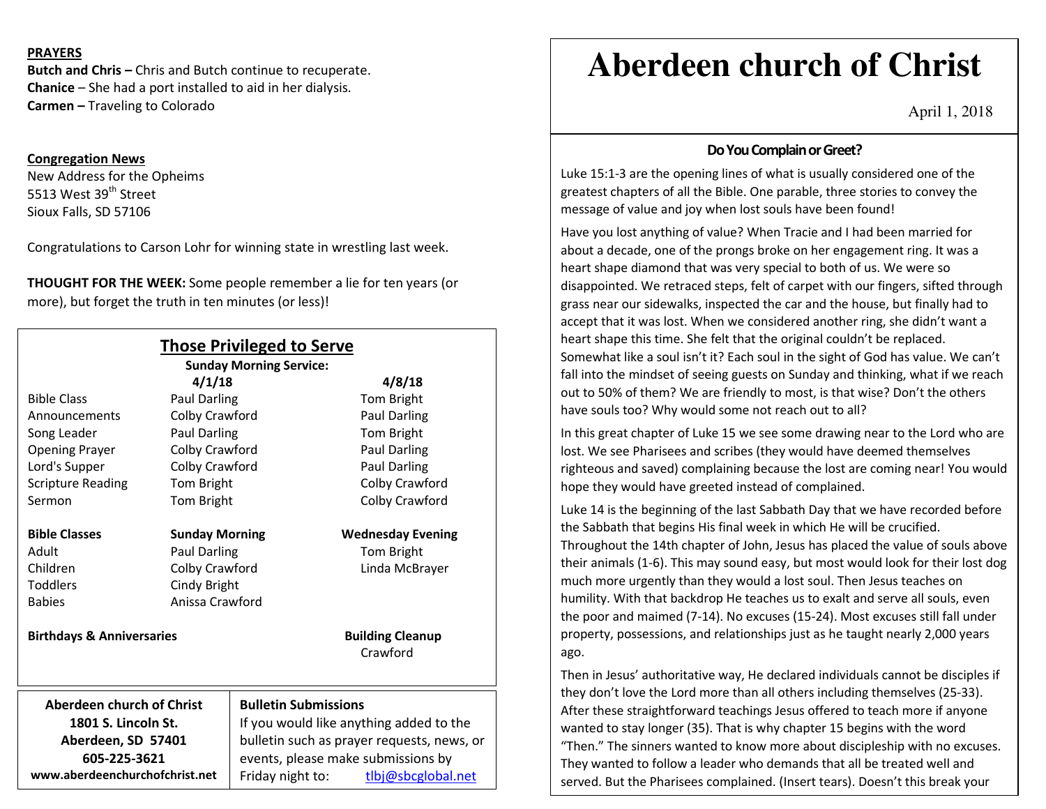**PRAYERS**

**Butch and Chris –** Chris and Butch continue to recuperate.
**Chanice** – She had a port installed to aid in her dialysis.
**Carmen –** Traveling to Colorado

**Congregation News**

New Address for the Opheims
5513 West 39th Street
Sioux Falls, SD 57106

Congratulations to Carson Lohr for winning state in wrestling last week.

**THOUGHT FOR THE WEEK:** Some people remember a lie for ten years (or more), but forget the truth in ten minutes (or less)!

## Those Privileged to Serve

**Sunday Morning Service:**

| | **4/1/18** | **4/8/18** |
|---|---|---|
| Bible Class | Paul Darling | Tom Bright |
| Announcements | Colby Crawford | Paul Darling |
| Song Leader | Paul Darling | Tom Bright |
| Opening Prayer | Colby Crawford | Paul Darling |
| Lord's Supper | Colby Crawford | Paul Darling |
| Scripture Reading | Tom Bright | Colby Crawford |
| Sermon | Tom Bright | Colby Crawford |

| **Bible Classes** | **Sunday Morning** | **Wednesday Evening** |
|---|---|---|
| Adult | Paul Darling | Tom Bright |
| Children | Colby Crawford | Linda McBrayer |
| Toddlers | Cindy Bright | |
| Babies | Anissa Crawford | |

**Birthdays & Anniversaries**

**Building Cleanup**
Crawford

**Aberdeen church of Christ**
**1801 S. Lincoln St.**
**Aberdeen, SD 57401**
**605-225-3621**
**www.aberdeenchurchofchrist.net**

**Bulletin Submissions**
If you would like anything added to the bulletin such as prayer requests, news, or events, please make submissions by Friday night to: tlbj@sbcglobal.net

# Aberdeen church of Christ

April 1, 2018

### Do You Complain or Greet?

Luke 15:1-3 are the opening lines of what is usually considered one of the greatest chapters of all the Bible. One parable, three stories to convey the message of value and joy when lost souls have been found!

Have you lost anything of value? When Tracie and I had been married for about a decade, one of the prongs broke on her engagement ring. It was a heart shape diamond that was very special to both of us. We were so disappointed. We retraced steps, felt of carpet with our fingers, sifted through grass near our sidewalks, inspected the car and the house, but finally had to accept that it was lost. When we considered another ring, she didn't want a heart shape this time. She felt that the original couldn't be replaced. Somewhat like a soul isn't it? Each soul in the sight of God has value. We can't fall into the mindset of seeing guests on Sunday and thinking, what if we reach out to 50% of them? We are friendly to most, is that wise? Don't the others have souls too? Why would some not reach out to all?

In this great chapter of Luke 15 we see some drawing near to the Lord who are lost. We see Pharisees and scribes (they would have deemed themselves righteous and saved) complaining because the lost are coming near! You would hope they would have greeted instead of complained.

Luke 14 is the beginning of the last Sabbath Day that we have recorded before the Sabbath that begins His final week in which He will be crucified. Throughout the 14th chapter of John, Jesus has placed the value of souls above their animals (1-6). This may sound easy, but most would look for their lost dog much more urgently than they would a lost soul. Then Jesus teaches on humility. With that backdrop He teaches us to exalt and serve all souls, even the poor and maimed (7-14). No excuses (15-24). Most excuses still fall under property, possessions, and relationships just as he taught nearly 2,000 years ago.

Then in Jesus' authoritative way, He declared individuals cannot be disciples if they don't love the Lord more than all others including themselves (25-33). After these straightforward teachings Jesus offered to teach more if anyone wanted to stay longer (35). That is why chapter 15 begins with the word "Then." The sinners wanted to know more about discipleship with no excuses. They wanted to follow a leader who demands that all be treated well and served. But the Pharisees complained. (Insert tears). Doesn't this break your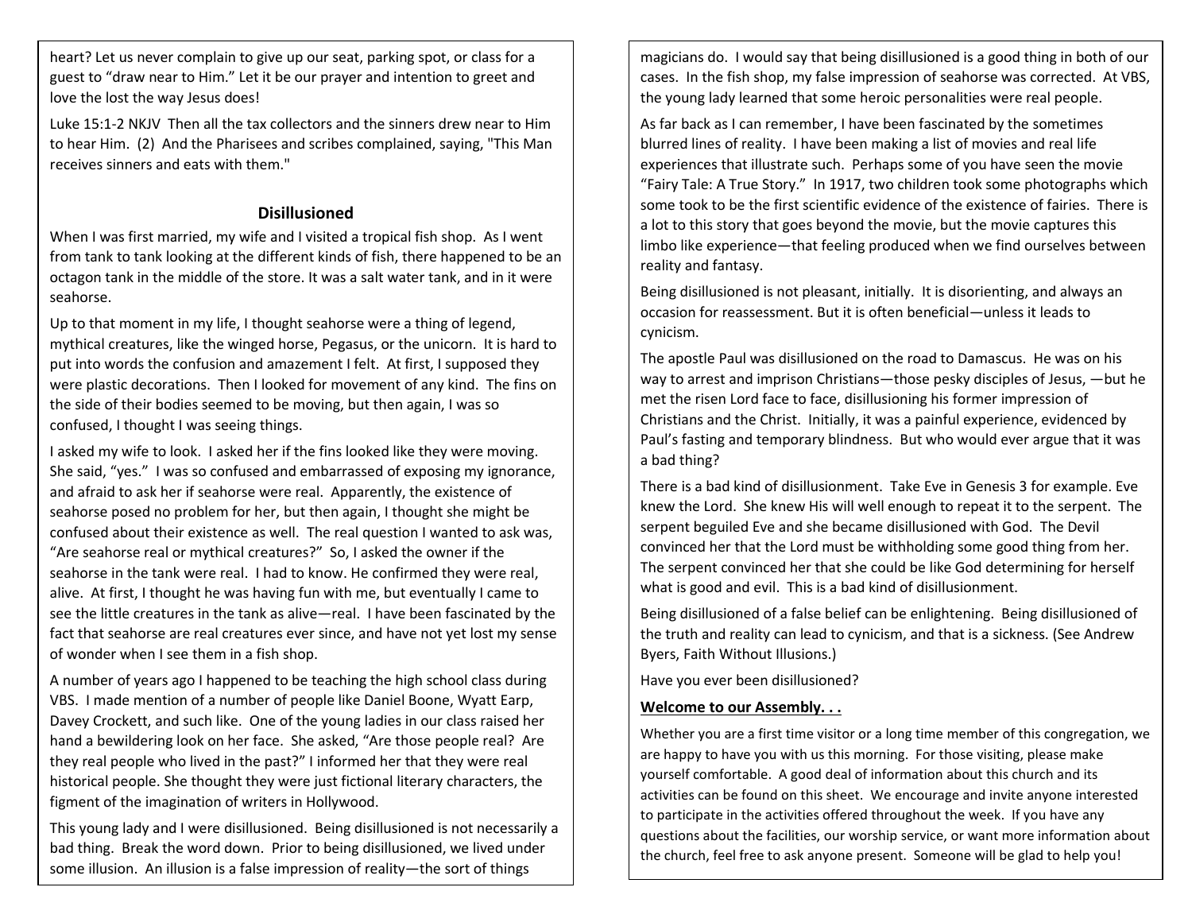heart? Let us never complain to give up our seat, parking spot, or class for a guest to "draw near to Him." Let it be our prayer and intention to greet and love the lost the way Jesus does!

Luke 15:1-2 NKJV Then all the tax collectors and the sinners drew near to Him to hear Him. (2) And the Pharisees and scribes complained, saying, "This Man receives sinners and eats with them."

## Disillusioned

When I was first married, my wife and I visited a tropical fish shop. As I went from tank to tank looking at the different kinds of fish, there happened to be an octagon tank in the middle of the store. It was a salt water tank, and in it were seahorse.

Up to that moment in my life, I thought seahorse were a thing of legend, mythical creatures, like the winged horse, Pegasus, or the unicorn. It is hard to put into words the confusion and amazement I felt. At first, I supposed they were plastic decorations. Then I looked for movement of any kind. The fins on the side of their bodies seemed to be moving, but then again, I was so confused, I thought I was seeing things.

I asked my wife to look. I asked her if the fins looked like they were moving. She said, "yes." I was so confused and embarrassed of exposing my ignorance, and afraid to ask her if seahorse were real. Apparently, the existence of seahorse posed no problem for her, but then again, I thought she might be confused about their existence as well. The real question I wanted to ask was, "Are seahorse real or mythical creatures?" So, I asked the owner if the seahorse in the tank were real. I had to know. He confirmed they were real, alive. At first, I thought he was having fun with me, but eventually I came to see the little creatures in the tank as alive—real. I have been fascinated by the fact that seahorse are real creatures ever since, and have not yet lost my sense of wonder when I see them in a fish shop.

A number of years ago I happened to be teaching the high school class during VBS. I made mention of a number of people like Daniel Boone, Wyatt Earp, Davey Crockett, and such like. One of the young ladies in our class raised her hand a bewildering look on her face. She asked, "Are those people real? Are they real people who lived in the past?" I informed her that they were real historical people. She thought they were just fictional literary characters, the figment of the imagination of writers in Hollywood.

This young lady and I were disillusioned. Being disillusioned is not necessarily a bad thing. Break the word down. Prior to being disillusioned, we lived under some illusion. An illusion is a false impression of reality—the sort of things magicians do. I would say that being disillusioned is a good thing in both of our cases. In the fish shop, my false impression of seahorse was corrected. At VBS, the young lady learned that some heroic personalities were real people.

As far back as I can remember, I have been fascinated by the sometimes blurred lines of reality. I have been making a list of movies and real life experiences that illustrate such. Perhaps some of you have seen the movie "Fairy Tale: A True Story." In 1917, two children took some photographs which some took to be the first scientific evidence of the existence of fairies. There is a lot to this story that goes beyond the movie, but the movie captures this limbo like experience—that feeling produced when we find ourselves between reality and fantasy.

Being disillusioned is not pleasant, initially. It is disorienting, and always an occasion for reassessment. But it is often beneficial—unless it leads to cynicism.

The apostle Paul was disillusioned on the road to Damascus. He was on his way to arrest and imprison Christians—those pesky disciples of Jesus, —but he met the risen Lord face to face, disillusioning his former impression of Christians and the Christ. Initially, it was a painful experience, evidenced by Paul's fasting and temporary blindness. But who would ever argue that it was a bad thing?

There is a bad kind of disillusionment. Take Eve in Genesis 3 for example. Eve knew the Lord. She knew His will well enough to repeat it to the serpent. The serpent beguiled Eve and she became disillusioned with God. The Devil convinced her that the Lord must be withholding some good thing from her. The serpent convinced her that she could be like God determining for herself what is good and evil. This is a bad kind of disillusionment.

Being disillusioned of a false belief can be enlightening. Being disillusioned of the truth and reality can lead to cynicism, and that is a sickness. (See Andrew Byers, Faith Without Illusions.)

Have you ever been disillusioned?

**Welcome to our Assembly. . .**

Whether you are a first time visitor or a long time member of this congregation, we are happy to have you with us this morning. For those visiting, please make yourself comfortable. A good deal of information about this church and its activities can be found on this sheet. We encourage and invite anyone interested to participate in the activities offered throughout the week. If you have any questions about the facilities, our worship service, or want more information about the church, feel free to ask anyone present. Someone will be glad to help you!